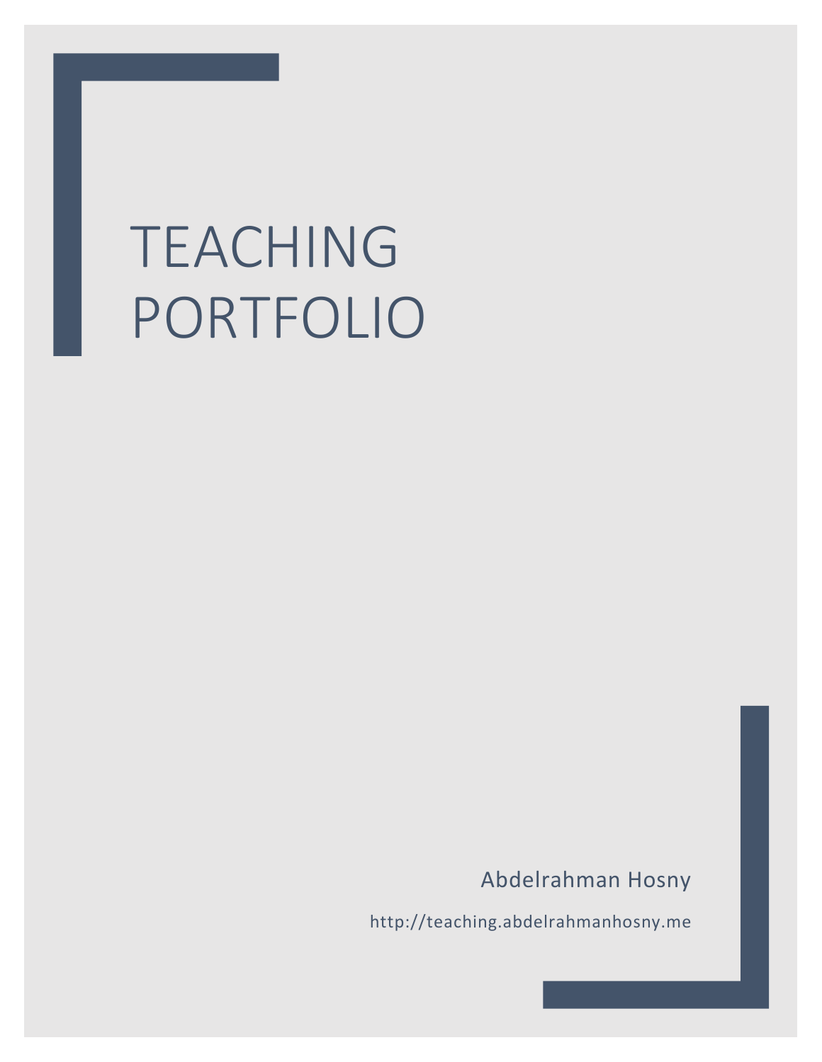# TEACHING PORTFOLIO

Abdelrahman Hosny

http://teaching.abdelrahmanhosny.me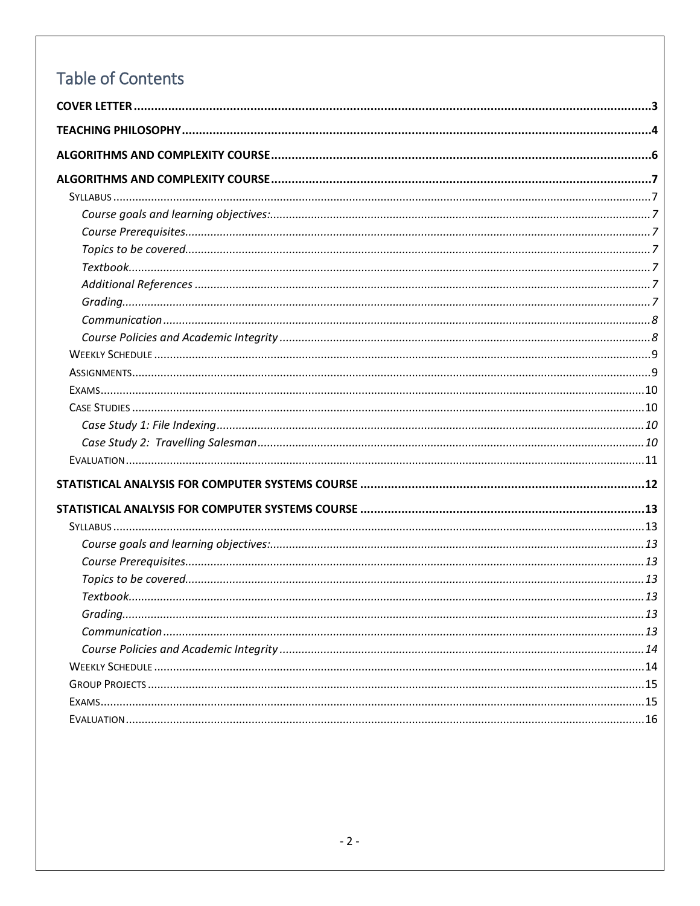# Table of Contents

**COVER LETTER** ..... **3**

**TEACHING PHILOSOPHY** ..... **4**

**ALGORITHMS AND COMPLEXITY COURSE** ..... **6**

**ALGORITHMS AND COMPLEXITY COURSE** ..... **7**

- SYLLABUS ..... 7
  - *Course goals and learning objectives:* ..... *7*
  - *Course Prerequisites* ..... *7*
  - *Topics to be covered* ..... *7*
  - *Textbook* ..... *7*
  - *Additional References* ..... *7*
  - *Grading* ..... *7*
  - *Communication* ..... *8*
  - *Course Policies and Academic Integrity* ..... *8*
- WEEKLY SCHEDULE ..... 9
- ASSIGNMENTS ..... 9
- EXAMS ..... 10
- CASE STUDIES ..... 10
  - *Case Study 1: File Indexing* ..... *10*
  - *Case Study 2: Travelling Salesman* ..... *10*
- EVALUATION ..... 11

**STATISTICAL ANALYSIS FOR COMPUTER SYSTEMS COURSE** ..... **12**

**STATISTICAL ANALYSIS FOR COMPUTER SYSTEMS COURSE** ..... **13**

- SYLLABUS ..... 13
  - *Course goals and learning objectives:* ..... *13*
  - *Course Prerequisites* ..... *13*
  - *Topics to be covered* ..... *13*
  - *Textbook* ..... *13*
  - *Grading* ..... *13*
  - *Communication* ..... *13*
  - *Course Policies and Academic Integrity* ..... *14*
- WEEKLY SCHEDULE ..... 14
- GROUP PROJECTS ..... 15
- EXAMS ..... 15
- EVALUATION ..... 16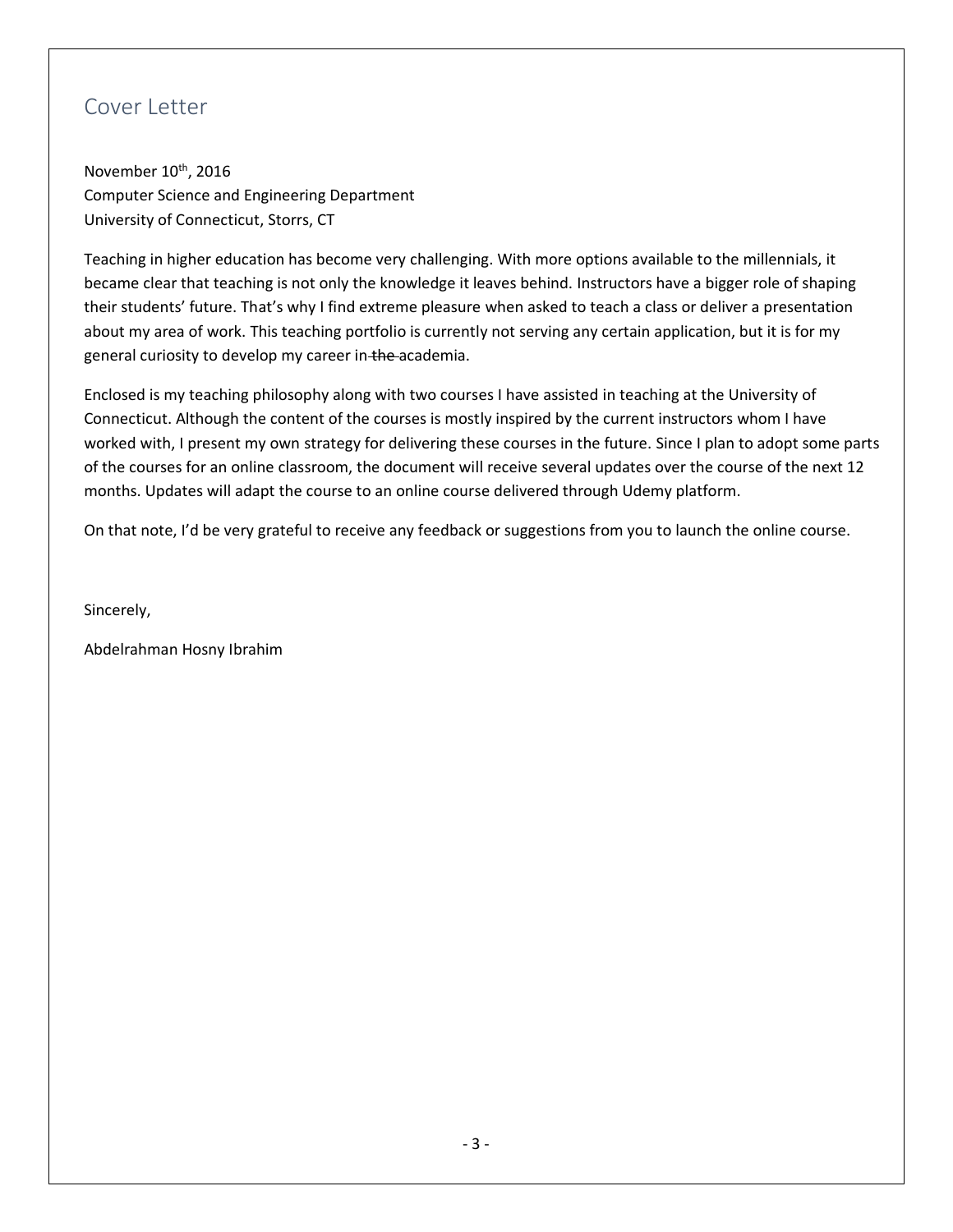## Cover Letter

November 10th, 2016
Computer Science and Engineering Department
University of Connecticut, Storrs, CT

Teaching in higher education has become very challenging. With more options available to the millennials, it became clear that teaching is not only the knowledge it leaves behind. Instructors have a bigger role of shaping their students' future. That's why I find extreme pleasure when asked to teach a class or deliver a presentation about my area of work. This teaching portfolio is currently not serving any certain application, but it is for my general curiosity to develop my career in ~~the~~ academia.

Enclosed is my teaching philosophy along with two courses I have assisted in teaching at the University of Connecticut. Although the content of the courses is mostly inspired by the current instructors whom I have worked with, I present my own strategy for delivering these courses in the future. Since I plan to adopt some parts of the courses for an online classroom, the document will receive several updates over the course of the next 12 months. Updates will adapt the course to an online course delivered through Udemy platform.

On that note, I'd be very grateful to receive any feedback or suggestions from you to launch the online course.

Sincerely,

Abdelrahman Hosny Ibrahim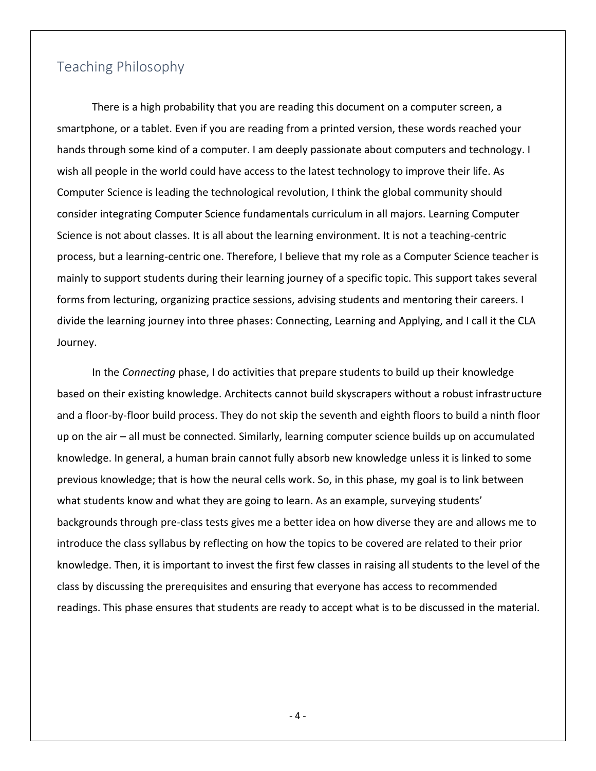## Teaching Philosophy

There is a high probability that you are reading this document on a computer screen, a smartphone, or a tablet. Even if you are reading from a printed version, these words reached your hands through some kind of a computer. I am deeply passionate about computers and technology. I wish all people in the world could have access to the latest technology to improve their life. As Computer Science is leading the technological revolution, I think the global community should consider integrating Computer Science fundamentals curriculum in all majors. Learning Computer Science is not about classes. It is all about the learning environment. It is not a teaching-centric process, but a learning-centric one. Therefore, I believe that my role as a Computer Science teacher is mainly to support students during their learning journey of a specific topic. This support takes several forms from lecturing, organizing practice sessions, advising students and mentoring their careers. I divide the learning journey into three phases: Connecting, Learning and Applying, and I call it the CLA Journey.

In the *Connecting* phase, I do activities that prepare students to build up their knowledge based on their existing knowledge. Architects cannot build skyscrapers without a robust infrastructure and a floor-by-floor build process. They do not skip the seventh and eighth floors to build a ninth floor up on the air – all must be connected. Similarly, learning computer science builds up on accumulated knowledge. In general, a human brain cannot fully absorb new knowledge unless it is linked to some previous knowledge; that is how the neural cells work. So, in this phase, my goal is to link between what students know and what they are going to learn. As an example, surveying students' backgrounds through pre-class tests gives me a better idea on how diverse they are and allows me to introduce the class syllabus by reflecting on how the topics to be covered are related to their prior knowledge. Then, it is important to invest the first few classes in raising all students to the level of the class by discussing the prerequisites and ensuring that everyone has access to recommended readings. This phase ensures that students are ready to accept what is to be discussed in the material.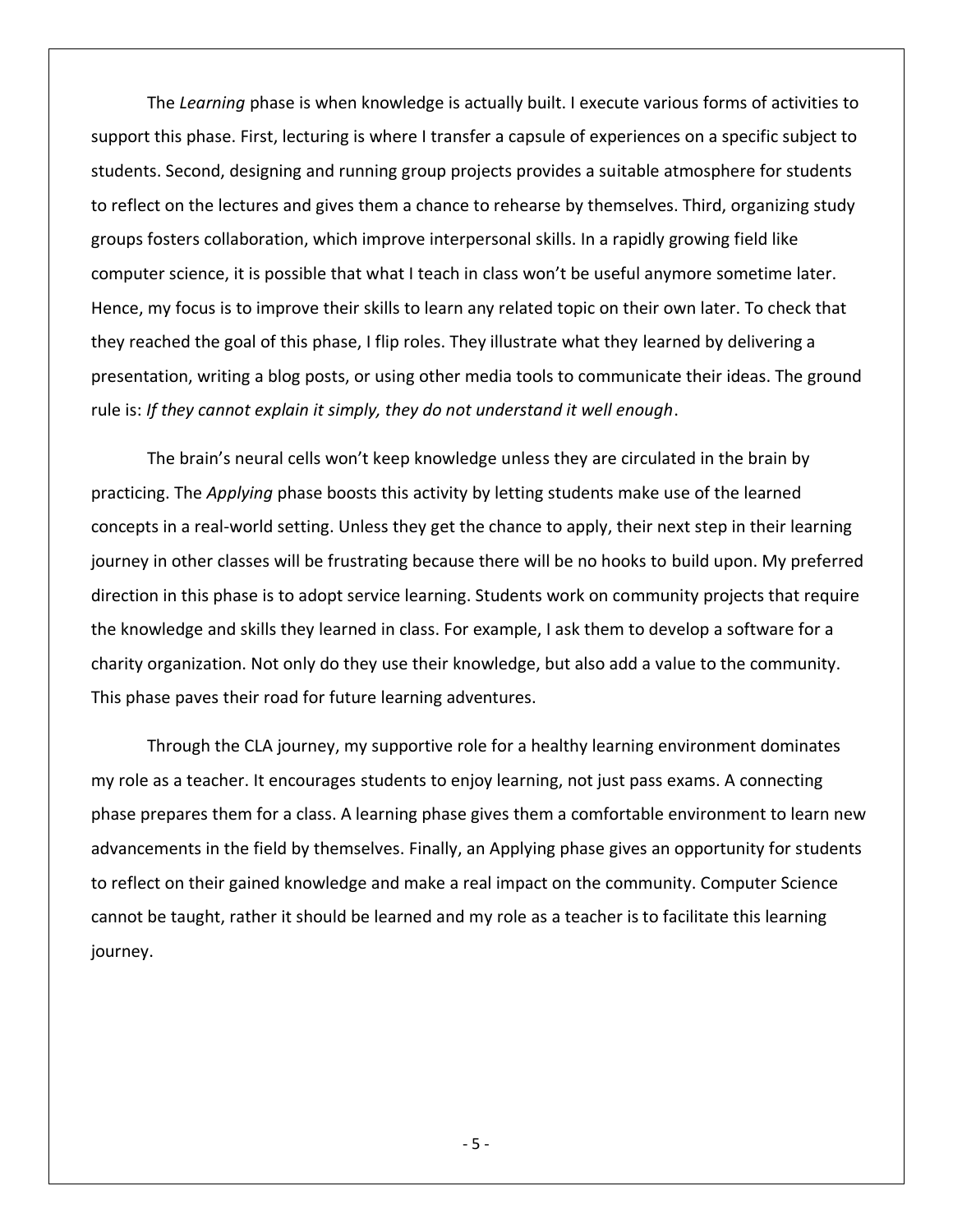The *Learning* phase is when knowledge is actually built. I execute various forms of activities to support this phase. First, lecturing is where I transfer a capsule of experiences on a specific subject to students. Second, designing and running group projects provides a suitable atmosphere for students to reflect on the lectures and gives them a chance to rehearse by themselves. Third, organizing study groups fosters collaboration, which improve interpersonal skills. In a rapidly growing field like computer science, it is possible that what I teach in class won't be useful anymore sometime later. Hence, my focus is to improve their skills to learn any related topic on their own later. To check that they reached the goal of this phase, I flip roles. They illustrate what they learned by delivering a presentation, writing a blog posts, or using other media tools to communicate their ideas. The ground rule is: *If they cannot explain it simply, they do not understand it well enough*.

The brain's neural cells won't keep knowledge unless they are circulated in the brain by practicing. The *Applying* phase boosts this activity by letting students make use of the learned concepts in a real-world setting. Unless they get the chance to apply, their next step in their learning journey in other classes will be frustrating because there will be no hooks to build upon. My preferred direction in this phase is to adopt service learning. Students work on community projects that require the knowledge and skills they learned in class. For example, I ask them to develop a software for a charity organization. Not only do they use their knowledge, but also add a value to the community. This phase paves their road for future learning adventures.

Through the CLA journey, my supportive role for a healthy learning environment dominates my role as a teacher. It encourages students to enjoy learning, not just pass exams. A connecting phase prepares them for a class. A learning phase gives them a comfortable environment to learn new advancements in the field by themselves. Finally, an Applying phase gives an opportunity for students to reflect on their gained knowledge and make a real impact on the community. Computer Science cannot be taught, rather it should be learned and my role as a teacher is to facilitate this learning journey.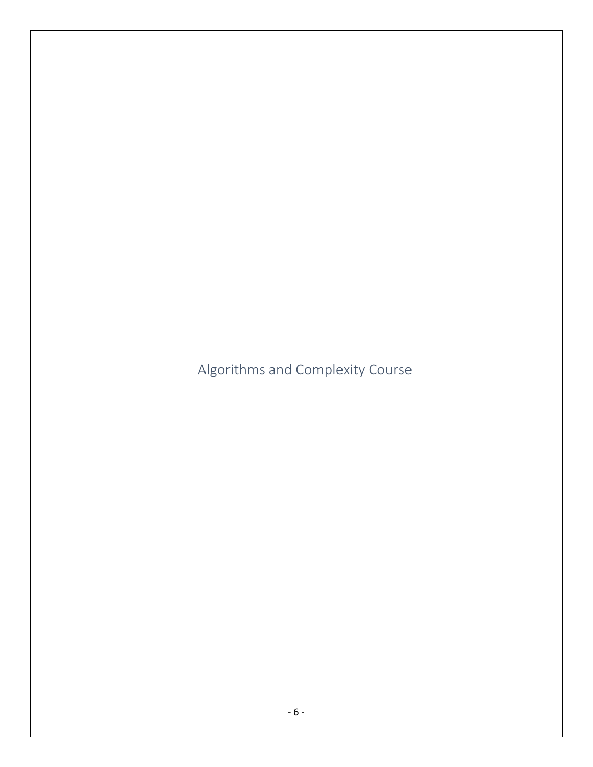Algorithms and Complexity Course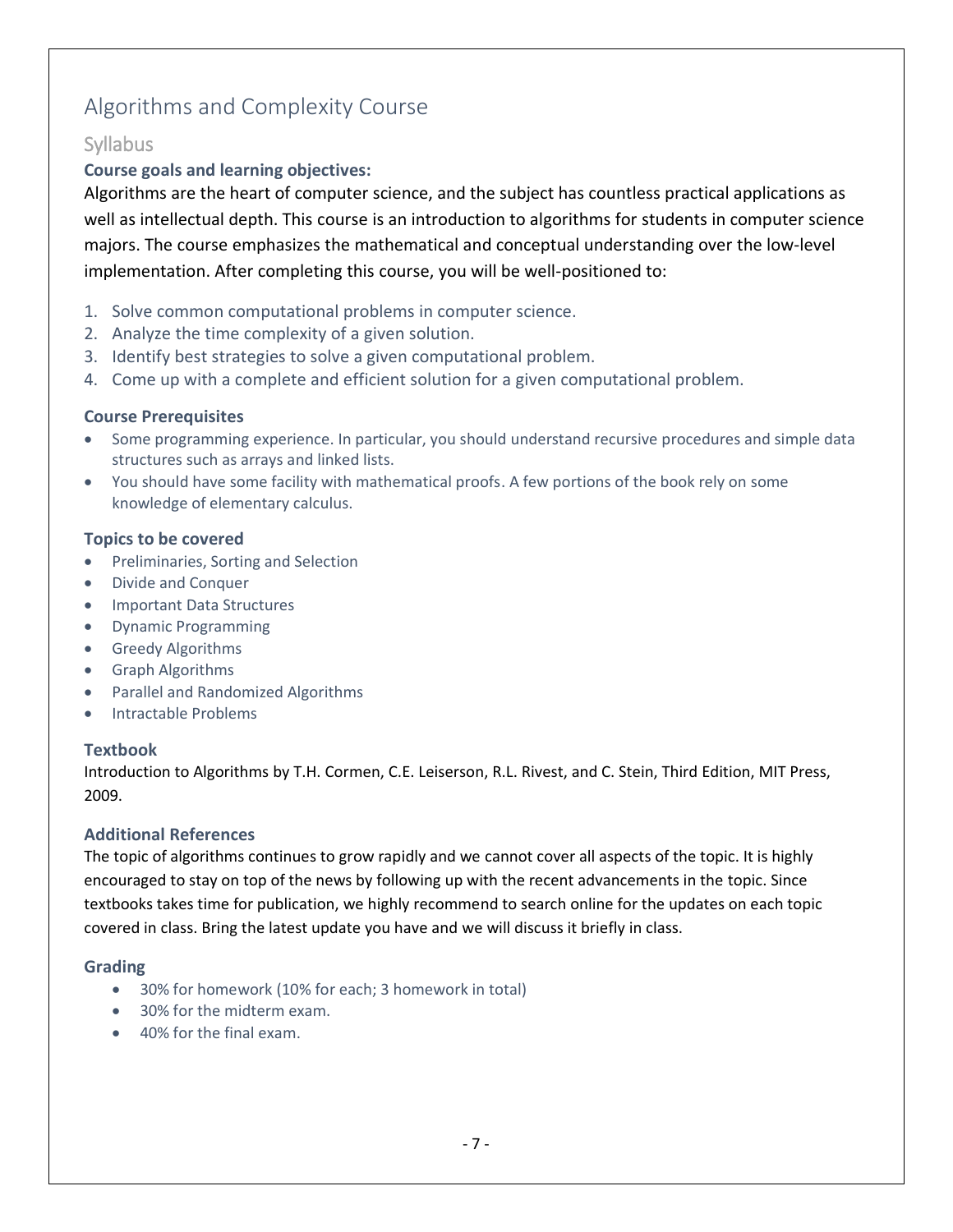# Algorithms and Complexity Course

## Syllabus

### Course goals and learning objectives:

Algorithms are the heart of computer science, and the subject has countless practical applications as well as intellectual depth. This course is an introduction to algorithms for students in computer science majors. The course emphasizes the mathematical and conceptual understanding over the low-level implementation. After completing this course, you will be well-positioned to:

1. Solve common computational problems in computer science.
2. Analyze the time complexity of a given solution.
3. Identify best strategies to solve a given computational problem.
4. Come up with a complete and efficient solution for a given computational problem.

### Course Prerequisites

- Some programming experience. In particular, you should understand recursive procedures and simple data structures such as arrays and linked lists.
- You should have some facility with mathematical proofs. A few portions of the book rely on some knowledge of elementary calculus.

### Topics to be covered

- Preliminaries, Sorting and Selection
- Divide and Conquer
- Important Data Structures
- Dynamic Programming
- Greedy Algorithms
- Graph Algorithms
- Parallel and Randomized Algorithms
- Intractable Problems

### Textbook

Introduction to Algorithms by T.H. Cormen, C.E. Leiserson, R.L. Rivest, and C. Stein, Third Edition, MIT Press, 2009.

### Additional References

The topic of algorithms continues to grow rapidly and we cannot cover all aspects of the topic. It is highly encouraged to stay on top of the news by following up with the recent advancements in the topic. Since textbooks takes time for publication, we highly recommend to search online for the updates on each topic covered in class. Bring the latest update you have and we will discuss it briefly in class.

### Grading

- 30% for homework (10% for each; 3 homework in total)
- 30% for the midterm exam.
- 40% for the final exam.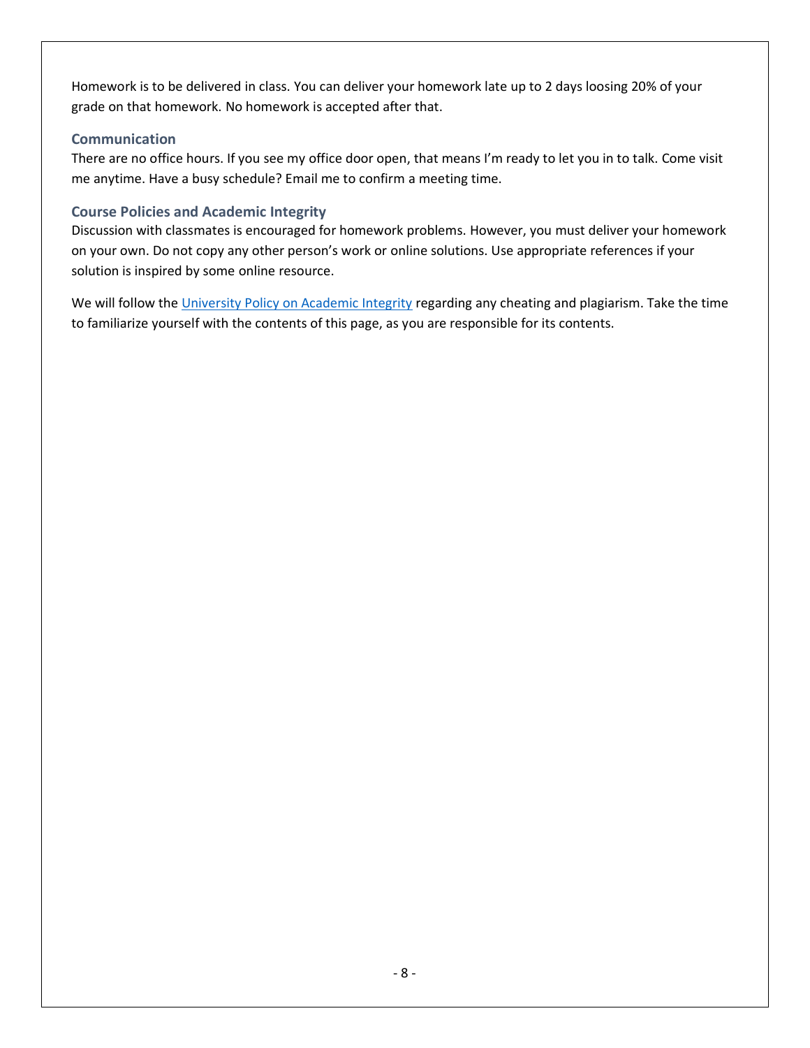Homework is to be delivered in class. You can deliver your homework late up to 2 days loosing 20% of your grade on that homework. No homework is accepted after that.

### Communication

There are no office hours. If you see my office door open, that means I'm ready to let you in to talk. Come visit me anytime. Have a busy schedule? Email me to confirm a meeting time.

### Course Policies and Academic Integrity

Discussion with classmates is encouraged for homework problems. However, you must deliver your homework on your own. Do not copy any other person's work or online solutions. Use appropriate references if your solution is inspired by some online resource.

We will follow the University Policy on Academic Integrity regarding any cheating and plagiarism. Take the time to familiarize yourself with the contents of this page, as you are responsible for its contents.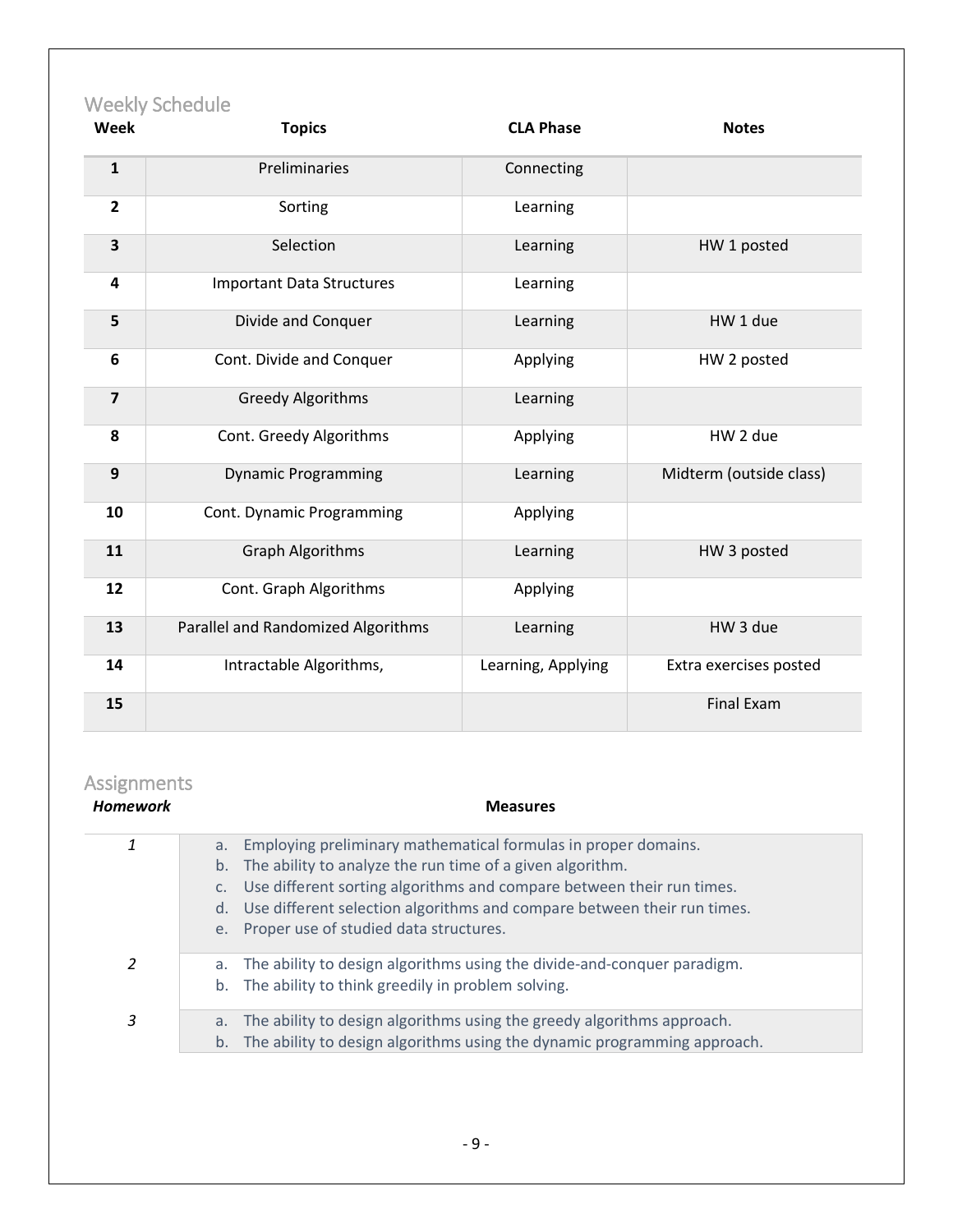## Weekly Schedule

| Week | Topics | CLA Phase | Notes |
|---|---|---|---|
| 1 | Preliminaries | Connecting | |
| 2 | Sorting | Learning | |
| 3 | Selection | Learning | HW 1 posted |
| 4 | Important Data Structures | Learning | |
| 5 | Divide and Conquer | Learning | HW 1 due |
| 6 | Cont. Divide and Conquer | Applying | HW 2 posted |
| 7 | Greedy Algorithms | Learning | |
| 8 | Cont. Greedy Algorithms | Applying | HW 2 due |
| 9 | Dynamic Programming | Learning | Midterm (outside class) |
| 10 | Cont. Dynamic Programming | Applying | |
| 11 | Graph Algorithms | Learning | HW 3 posted |
| 12 | Cont. Graph Algorithms | Applying | |
| 13 | Parallel and Randomized Algorithms | Learning | HW 3 due |
| 14 | Intractable Algorithms, | Learning, Applying | Extra exercises posted |
| 15 | | | Final Exam |

## Assignments

| *Homework* | Measures |
|---|---|
| *1* | a. Employing preliminary mathematical formulas in proper domains.<br>b. The ability to analyze the run time of a given algorithm.<br>c. Use different sorting algorithms and compare between their run times.<br>d. Use different selection algorithms and compare between their run times.<br>e. Proper use of studied data structures. |
| *2* | a. The ability to design algorithms using the divide-and-conquer paradigm.<br>b. The ability to think greedily in problem solving. |
| *3* | a. The ability to design algorithms using the greedy algorithms approach.<br>b. The ability to design algorithms using the dynamic programming approach. |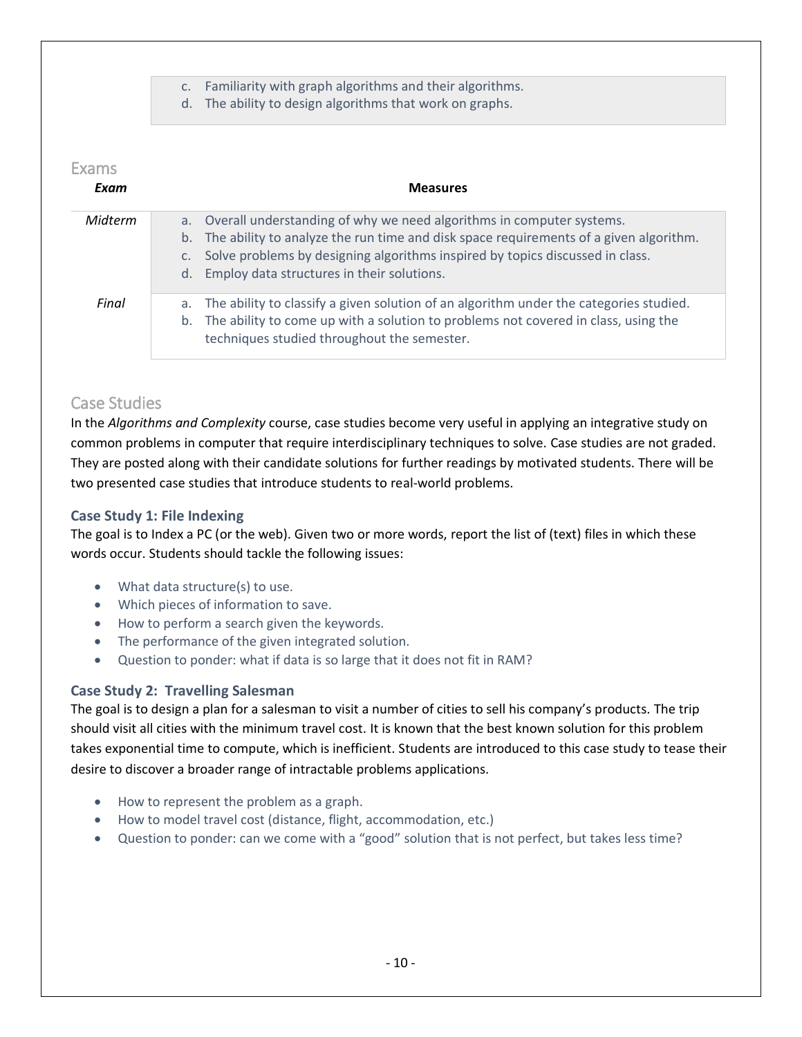c. Familiarity with graph algorithms and their algorithms.
d. The ability to design algorithms that work on graphs.

## Exams

| Exam | Measures |
| --- | --- |
| *Midterm* | a. Overall understanding of why we need algorithms in computer systems.<br>b. The ability to analyze the run time and disk space requirements of a given algorithm.<br>c. Solve problems by designing algorithms inspired by topics discussed in class.<br>d. Employ data structures in their solutions. |
| *Final* | a. The ability to classify a given solution of an algorithm under the categories studied.<br>b. The ability to come up with a solution to problems not covered in class, using the techniques studied throughout the semester. |

## Case Studies

In the *Algorithms and Complexity* course, case studies become very useful in applying an integrative study on common problems in computer that require interdisciplinary techniques to solve. Case studies are not graded. They are posted along with their candidate solutions for further readings by motivated students. There will be two presented case studies that introduce students to real-world problems.

### Case Study 1: File Indexing

The goal is to Index a PC (or the web). Given two or more words, report the list of (text) files in which these words occur. Students should tackle the following issues:

- What data structure(s) to use.
- Which pieces of information to save.
- How to perform a search given the keywords.
- The performance of the given integrated solution.
- Question to ponder: what if data is so large that it does not fit in RAM?

### Case Study 2: Travelling Salesman

The goal is to design a plan for a salesman to visit a number of cities to sell his company's products. The trip should visit all cities with the minimum travel cost. It is known that the best known solution for this problem takes exponential time to compute, which is inefficient. Students are introduced to this case study to tease their desire to discover a broader range of intractable problems applications.

- How to represent the problem as a graph.
- How to model travel cost (distance, flight, accommodation, etc.)
- Question to ponder: can we come with a "good" solution that is not perfect, but takes less time?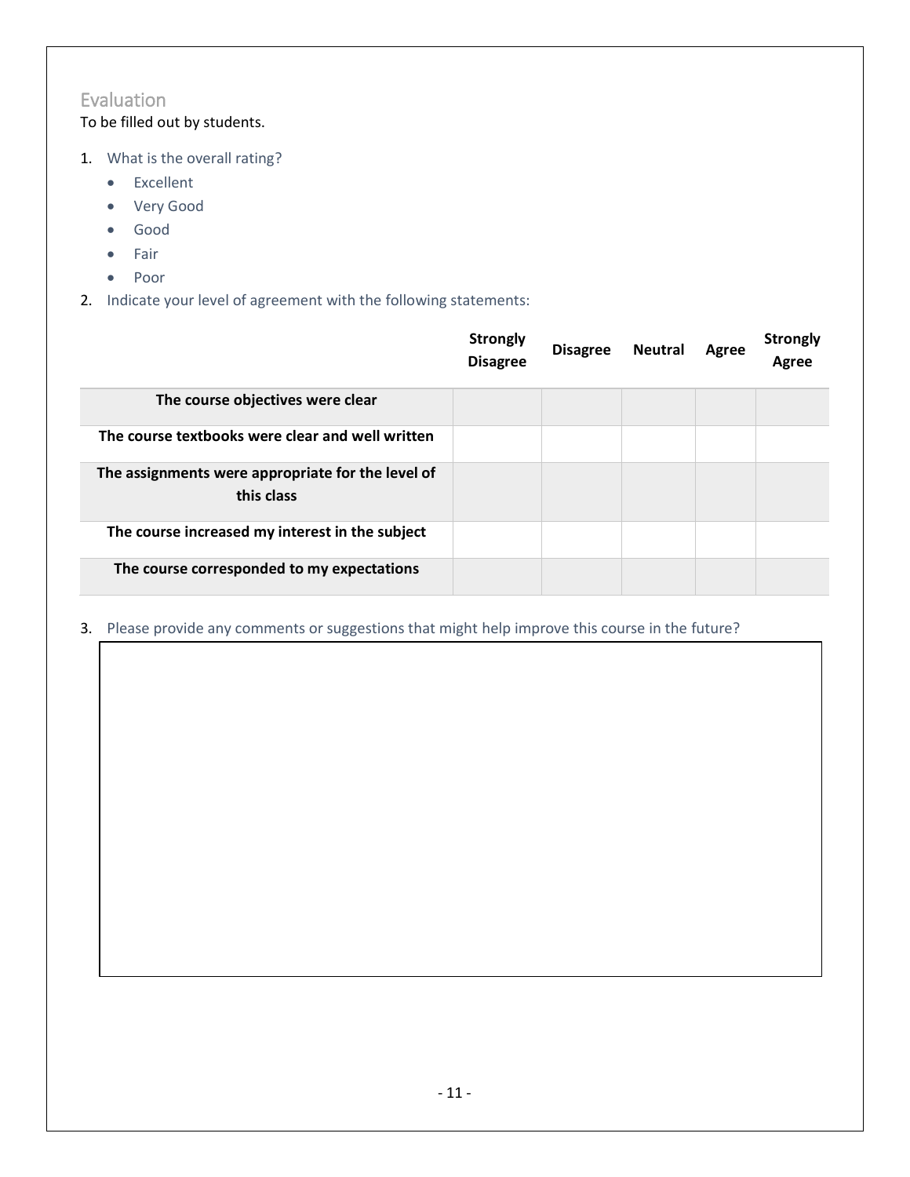## Evaluation

To be filled out by students.

1. What is the overall rating?
   - Excellent
   - Very Good
   - Good
   - Fair
   - Poor
2. Indicate your level of agreement with the following statements:

| | Strongly Disagree | Disagree | Neutral | Agree | Strongly Agree |
|---|---|---|---|---|---|
| **The course objectives were clear** | | | | | |
| **The course textbooks were clear and well written** | | | | | |
| **The assignments were appropriate for the level of this class** | | | | | |
| **The course increased my interest in the subject** | | | | | |
| **The course corresponded to my expectations** | | | | | |

3. Please provide any comments or suggestions that might help improve this course in the future?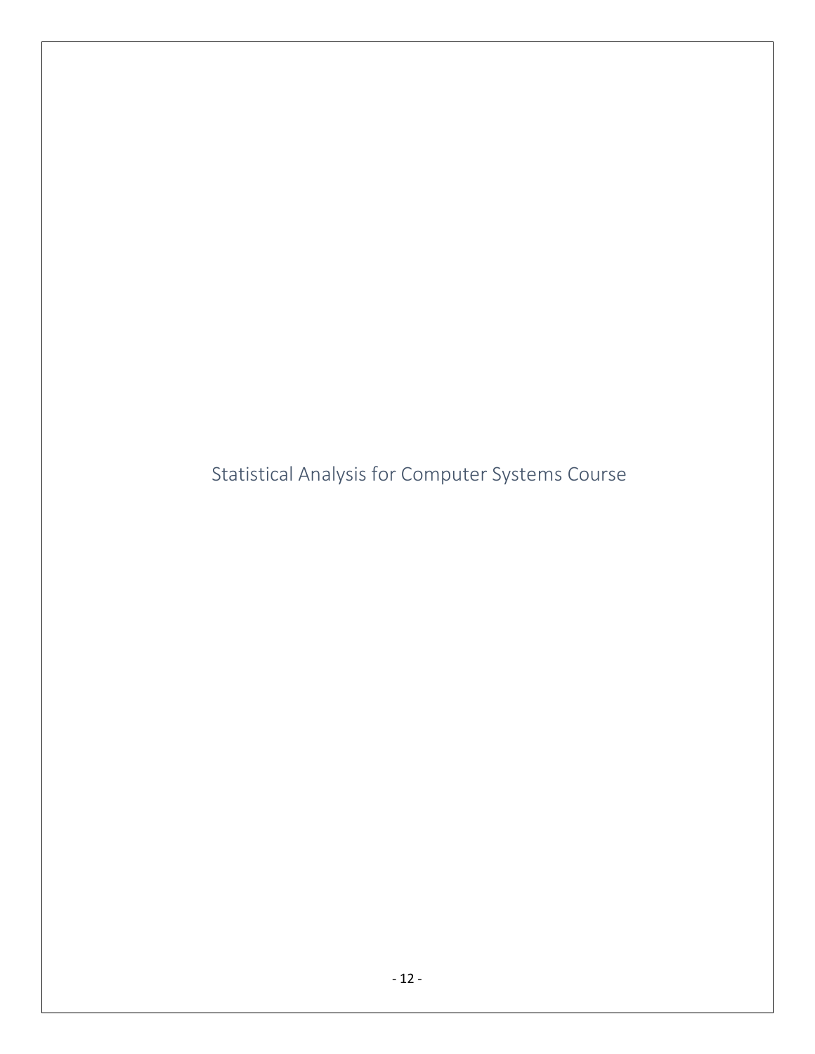# Statistical Analysis for Computer Systems Course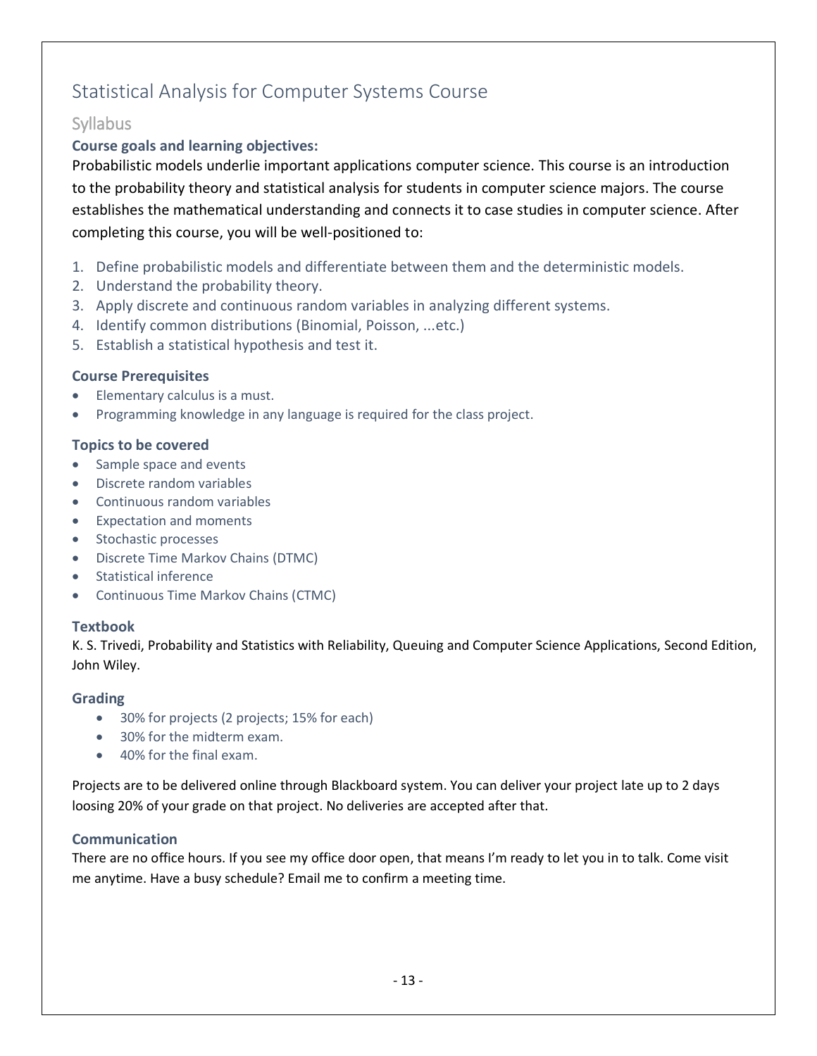# Statistical Analysis for Computer Systems Course

## Syllabus

**Course goals and learning objectives:**

Probabilistic models underlie important applications computer science. This course is an introduction to the probability theory and statistical analysis for students in computer science majors. The course establishes the mathematical understanding and connects it to case studies in computer science. After completing this course, you will be well-positioned to:

1. Define probabilistic models and differentiate between them and the deterministic models.
2. Understand the probability theory.
3. Apply discrete and continuous random variables in analyzing different systems.
4. Identify common distributions (Binomial, Poisson, ...etc.)
5. Establish a statistical hypothesis and test it.

### Course Prerequisites

- Elementary calculus is a must.
- Programming knowledge in any language is required for the class project.

### Topics to be covered

- Sample space and events
- Discrete random variables
- Continuous random variables
- Expectation and moments
- Stochastic processes
- Discrete Time Markov Chains (DTMC)
- Statistical inference
- Continuous Time Markov Chains (CTMC)

### Textbook

K. S. Trivedi, Probability and Statistics with Reliability, Queuing and Computer Science Applications, Second Edition, John Wiley.

### Grading

- 30% for projects (2 projects; 15% for each)
- 30% for the midterm exam.
- 40% for the final exam.

Projects are to be delivered online through Blackboard system. You can deliver your project late up to 2 days loosing 20% of your grade on that project. No deliveries are accepted after that.

### Communication

There are no office hours. If you see my office door open, that means I'm ready to let you in to talk. Come visit me anytime. Have a busy schedule? Email me to confirm a meeting time.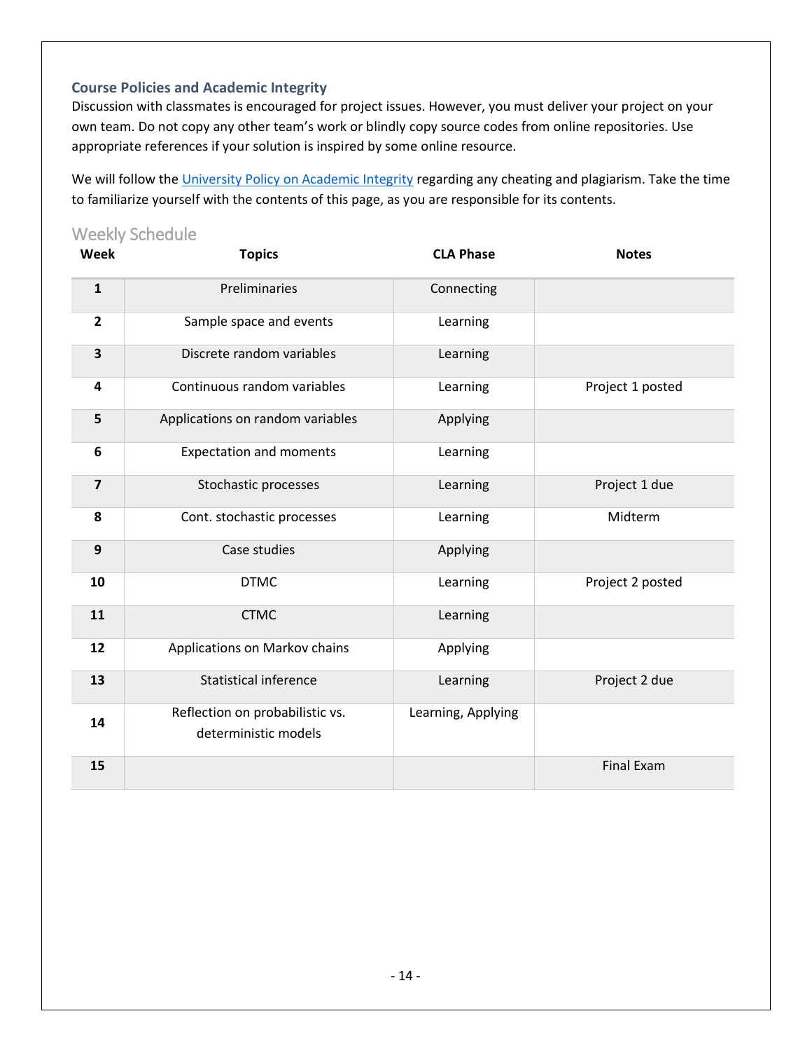### Course Policies and Academic Integrity

Discussion with classmates is encouraged for project issues. However, you must deliver your project on your own team. Do not copy any other team's work or blindly copy source codes from online repositories. Use appropriate references if your solution is inspired by some online resource.

We will follow the [University Policy on Academic Integrity] regarding any cheating and plagiarism. Take the time to familiarize yourself with the contents of this page, as you are responsible for its contents.

## Weekly Schedule

| Week | Topics | CLA Phase | Notes |
|---|---|---|---|
| 1 | Preliminaries | Connecting | |
| 2 | Sample space and events | Learning | |
| 3 | Discrete random variables | Learning | |
| 4 | Continuous random variables | Learning | Project 1 posted |
| 5 | Applications on random variables | Applying | |
| 6 | Expectation and moments | Learning | |
| 7 | Stochastic processes | Learning | Project 1 due |
| 8 | Cont. stochastic processes | Learning | Midterm |
| 9 | Case studies | Applying | |
| 10 | DTMC | Learning | Project 2 posted |
| 11 | CTMC | Learning | |
| 12 | Applications on Markov chains | Applying | |
| 13 | Statistical inference | Learning | Project 2 due |
| 14 | Reflection on probabilistic vs. deterministic models | Learning, Applying | |
| 15 | | | Final Exam |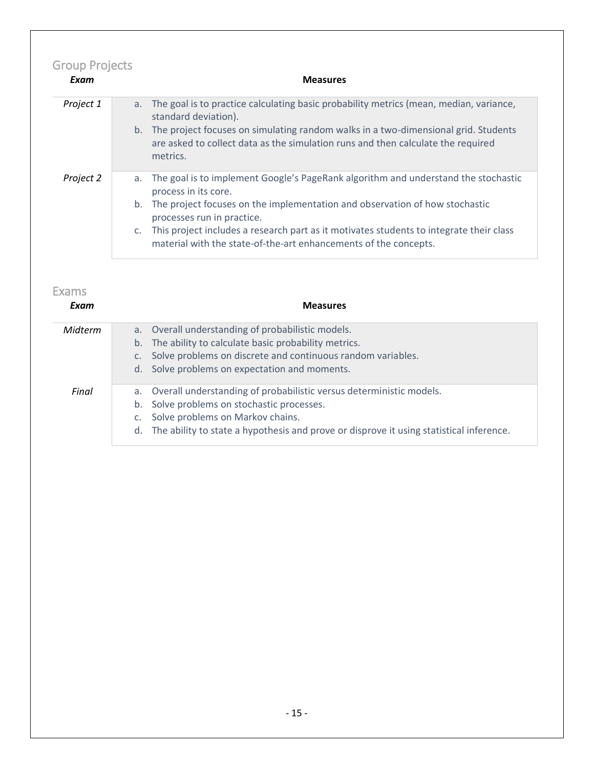## Group Projects

| *Exam* | **Measures** |
|---|---|
| *Project 1* | a. The goal is to practice calculating basic probability metrics (mean, median, variance, standard deviation).<br>b. The project focuses on simulating random walks in a two-dimensional grid. Students are asked to collect data as the simulation runs and then calculate the required metrics. |
| *Project 2* | a. The goal is to implement Google's PageRank algorithm and understand the stochastic process in its core.<br>b. The project focuses on the implementation and observation of how stochastic processes run in practice.<br>c. This project includes a research part as it motivates students to integrate their class material with the state-of-the-art enhancements of the concepts. |

## Exams

| *Exam* | **Measures** |
|---|---|
| *Midterm* | a. Overall understanding of probabilistic models.<br>b. The ability to calculate basic probability metrics.<br>c. Solve problems on discrete and continuous random variables.<br>d. Solve problems on expectation and moments. |
| *Final* | a. Overall understanding of probabilistic versus deterministic models.<br>b. Solve problems on stochastic processes.<br>c. Solve problems on Markov chains.<br>d. The ability to state a hypothesis and prove or disprove it using statistical inference. |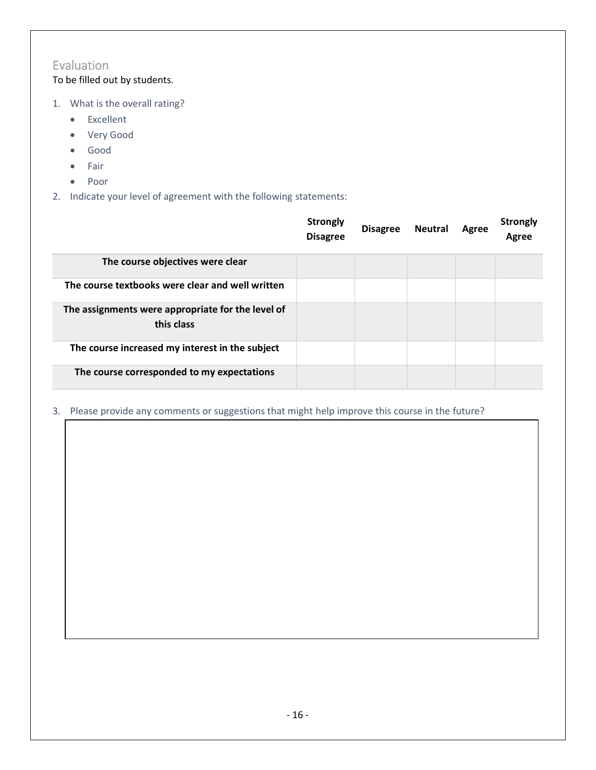## Evaluation

To be filled out by students.

1. What is the overall rating?
    - Excellent
    - Very Good
    - Good
    - Fair
    - Poor
2. Indicate your level of agreement with the following statements:

| | Strongly Disagree | Disagree | Neutral | Agree | Strongly Agree |
|---|---|---|---|---|---|
| **The course objectives were clear** | | | | | |
| **The course textbooks were clear and well written** | | | | | |
| **The assignments were appropriate for the level of this class** | | | | | |
| **The course increased my interest in the subject** | | | | | |
| **The course corresponded to my expectations** | | | | | |

3. Please provide any comments or suggestions that might help improve this course in the future?